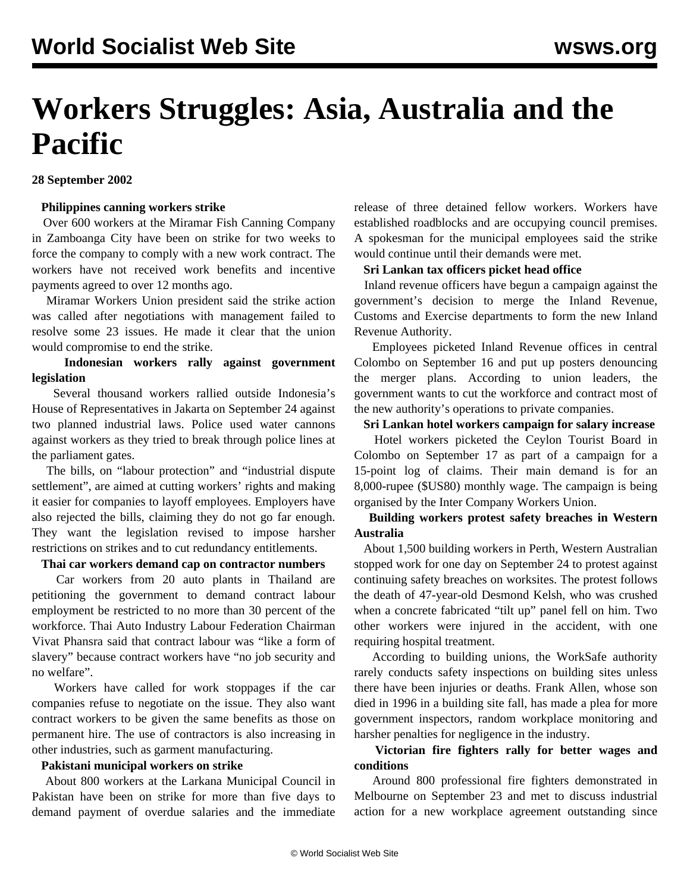# Workers Struggles: Asia, Australia and the Pacific

**28 September 2002**

**Philippines canning workers strike**

Over 600 workers at the Miramar Fish Canning Company in Zamboanga City have been on strike for two weeks to force the company to comply with a new work contract. The workers have not received work benefits and incentive payments agreed to over 12 months ago.

Miramar Workers Union president said the strike action was called after negotiations with management failed to resolve some 23 issues. He made it clear that the union would compromise to end the strike.

**Indonesian workers rally against government legislation**

Several thousand workers rallied outside Indonesia's House of Representatives in Jakarta on September 24 against two planned industrial laws. Police used water cannons against workers as they tried to break through police lines at the parliament gates.

The bills, on "labour protection" and "industrial dispute settlement", are aimed at cutting workers' rights and making it easier for companies to layoff employees. Employers have also rejected the bills, claiming they do not go far enough. They want the legislation revised to impose harsher restrictions on strikes and to cut redundancy entitlements.

**Thai car workers demand cap on contractor numbers**

Car workers from 20 auto plants in Thailand are petitioning the government to demand contract labour employment be restricted to no more than 30 percent of the workforce. Thai Auto Industry Labour Federation Chairman Vivat Phansra said that contract labour was "like a form of slavery" because contract workers have "no job security and no welfare".

Workers have called for work stoppages if the car companies refuse to negotiate on the issue. They also want contract workers to be given the same benefits as those on permanent hire. The use of contractors is also increasing in other industries, such as garment manufacturing.

**Pakistani municipal workers on strike**

About 800 workers at the Larkana Municipal Council in Pakistan have been on strike for more than five days to demand payment of overdue salaries and the immediate release of three detained fellow workers. Workers have established roadblocks and are occupying council premises. A spokesman for the municipal employees said the strike would continue until their demands were met.

**Sri Lankan tax officers picket head office**

Inland revenue officers have begun a campaign against the government's decision to merge the Inland Revenue, Customs and Exercise departments to form the new Inland Revenue Authority.

Employees picketed Inland Revenue offices in central Colombo on September 16 and put up posters denouncing the merger plans. According to union leaders, the government wants to cut the workforce and contract most of the new authority's operations to private companies.

**Sri Lankan hotel workers campaign for salary increase**

Hotel workers picketed the Ceylon Tourist Board in Colombo on September 17 as part of a campaign for a 15-point log of claims. Their main demand is for an 8,000-rupee ($US80) monthly wage. The campaign is being organised by the Inter Company Workers Union.

**Building workers protest safety breaches in Western Australia**

About 1,500 building workers in Perth, Western Australian stopped work for one day on September 24 to protest against continuing safety breaches on worksites. The protest follows the death of 47-year-old Desmond Kelsh, who was crushed when a concrete fabricated "tilt up" panel fell on him. Two other workers were injured in the accident, with one requiring hospital treatment.

According to building unions, the WorkSafe authority rarely conducts safety inspections on building sites unless there have been injuries or deaths. Frank Allen, whose son died in 1996 in a building site fall, has made a plea for more government inspectors, random workplace monitoring and harsher penalties for negligence in the industry.

**Victorian fire fighters rally for better wages and conditions**

Around 800 professional fire fighters demonstrated in Melbourne on September 23 and met to discuss industrial action for a new workplace agreement outstanding since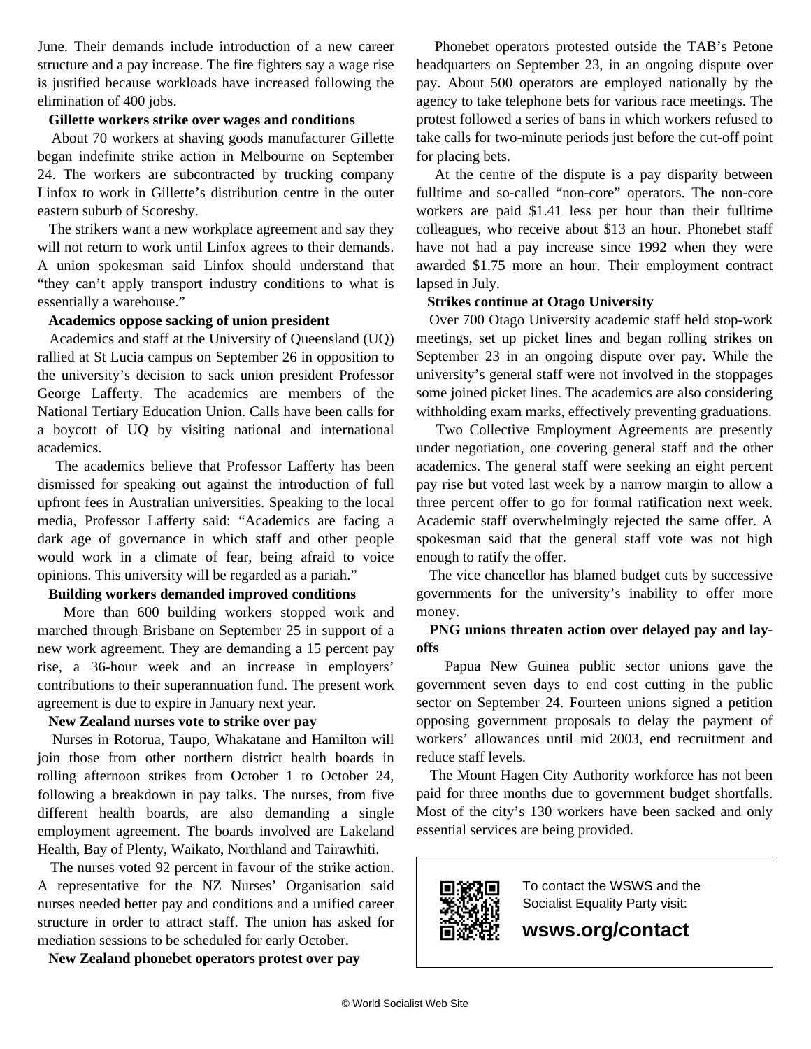June. Their demands include introduction of a new career structure and a pay increase. The fire fighters say a wage rise is justified because workloads have increased following the elimination of 400 jobs.

**Gillette workers strike over wages and conditions**

About 70 workers at shaving goods manufacturer Gillette began indefinite strike action in Melbourne on September 24. The workers are subcontracted by trucking company Linfox to work in Gillette's distribution centre in the outer eastern suburb of Scoresby.

The strikers want a new workplace agreement and say they will not return to work until Linfox agrees to their demands. A union spokesman said Linfox should understand that "they can't apply transport industry conditions to what is essentially a warehouse."

**Academics oppose sacking of union president**

Academics and staff at the University of Queensland (UQ) rallied at St Lucia campus on September 26 in opposition to the university's decision to sack union president Professor George Lafferty. The academics are members of the National Tertiary Education Union. Calls have been calls for a boycott of UQ by visiting national and international academics.

The academics believe that Professor Lafferty has been dismissed for speaking out against the introduction of full upfront fees in Australian universities. Speaking to the local media, Professor Lafferty said: "Academics are facing a dark age of governance in which staff and other people would work in a climate of fear, being afraid to voice opinions. This university will be regarded as a pariah."

**Building workers demanded improved conditions**

More than 600 building workers stopped work and marched through Brisbane on September 25 in support of a new work agreement. They are demanding a 15 percent pay rise, a 36-hour week and an increase in employers' contributions to their superannuation fund. The present work agreement is due to expire in January next year.

**New Zealand nurses vote to strike over pay**

Nurses in Rotorua, Taupo, Whakatane and Hamilton will join those from other northern district health boards in rolling afternoon strikes from October 1 to October 24, following a breakdown in pay talks. The nurses, from five different health boards, are also demanding a single employment agreement. The boards involved are Lakeland Health, Bay of Plenty, Waikato, Northland and Tairawhiti.

The nurses voted 92 percent in favour of the strike action. A representative for the NZ Nurses' Organisation said nurses needed better pay and conditions and a unified career structure in order to attract staff. The union has asked for mediation sessions to be scheduled for early October.

**New Zealand phonebet operators protest over pay**

Phonebet operators protested outside the TAB's Petone headquarters on September 23, in an ongoing dispute over pay. About 500 operators are employed nationally by the agency to take telephone bets for various race meetings. The protest followed a series of bans in which workers refused to take calls for two-minute periods just before the cut-off point for placing bets.

At the centre of the dispute is a pay disparity between fulltime and so-called "non-core" operators. The non-core workers are paid $1.41 less per hour than their fulltime colleagues, who receive about $13 an hour. Phonebet staff have not had a pay increase since 1992 when they were awarded $1.75 more an hour. Their employment contract lapsed in July.

**Strikes continue at Otago University**

Over 700 Otago University academic staff held stop-work meetings, set up picket lines and began rolling strikes on September 23 in an ongoing dispute over pay. While the university's general staff were not involved in the stoppages some joined picket lines. The academics are also considering withholding exam marks, effectively preventing graduations.

Two Collective Employment Agreements are presently under negotiation, one covering general staff and the other academics. The general staff were seeking an eight percent pay rise but voted last week by a narrow margin to allow a three percent offer to go for formal ratification next week. Academic staff overwhelmingly rejected the same offer. A spokesman said that the general staff vote was not high enough to ratify the offer.

The vice chancellor has blamed budget cuts by successive governments for the university's inability to offer more money.

**PNG unions threaten action over delayed pay and lay-offs**

Papua New Guinea public sector unions gave the government seven days to end cost cutting in the public sector on September 24. Fourteen unions signed a petition opposing government proposals to delay the payment of workers' allowances until mid 2003, end recruitment and reduce staff levels.

The Mount Hagen City Authority workforce has not been paid for three months due to government budget shortfalls. Most of the city's 130 workers have been sacked and only essential services are being provided.

To contact the WSWS and the Socialist Equality Party visit:

**wsws.org/contact**